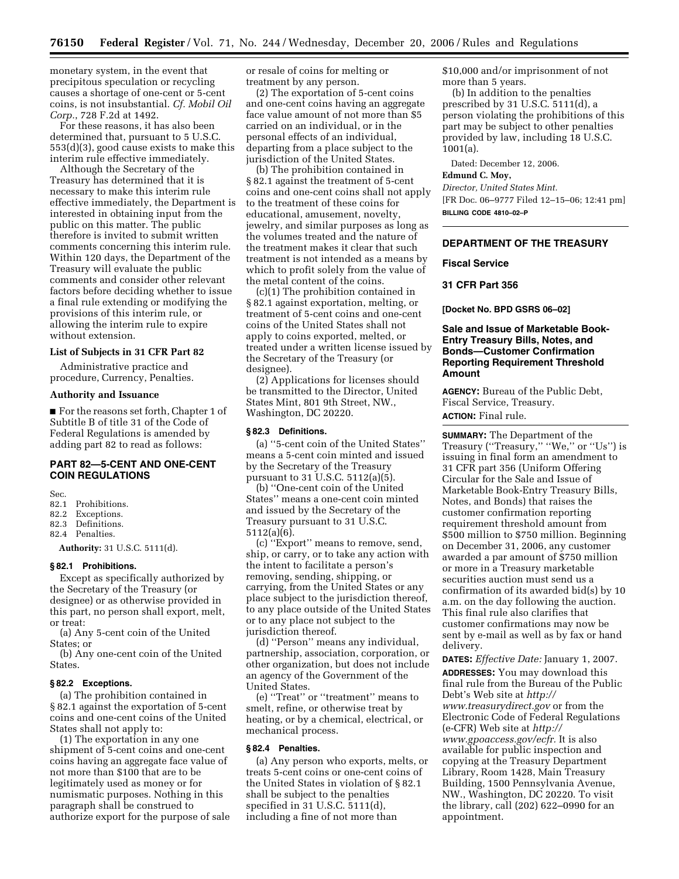monetary system, in the event that precipitous speculation or recycling causes a shortage of one-cent or 5-cent coins, is not insubstantial. *Cf. Mobil Oil Corp.*, 728 F.2d at 1492.

For these reasons, it has also been determined that, pursuant to 5 U.S.C. 553(d)(3), good cause exists to make this interim rule effective immediately.

Although the Secretary of the Treasury has determined that it is necessary to make this interim rule effective immediately, the Department is interested in obtaining input from the public on this matter. The public therefore is invited to submit written comments concerning this interim rule. Within 120 days, the Department of the Treasury will evaluate the public comments and consider other relevant factors before deciding whether to issue a final rule extending or modifying the provisions of this interim rule, or allowing the interim rule to expire without extension.

### List of Subjects in 31 CFR Part 82

Administrative practice and procedure, Currency, Penalties.

### Authority and Issuance

■ For the reasons set forth, Chapter 1 of Subtitle B of title 31 of the Code of Federal Regulations is amended by adding part 82 to read as follows:

## PART 82—5-CENT AND ONE-CENT COIN REGULATIONS

Sec.
82.1 Prohibitions.
82.2 Exceptions.
82.3 Definitions.
82.4 Penalties.

**Authority:** 31 U.S.C. 5111(d).

### § 82.1 Prohibitions.

Except as specifically authorized by the Secretary of the Treasury (or designee) or as otherwise provided in this part, no person shall export, melt, or treat:

(a) Any 5-cent coin of the United States; or

(b) Any one-cent coin of the United States.

### § 82.2 Exceptions.

(a) The prohibition contained in § 82.1 against the exportation of 5-cent coins and one-cent coins of the United States shall not apply to:

(1) The exportation in any one shipment of 5-cent coins and one-cent coins having an aggregate face value of not more than $100 that are to be legitimately used as money or for numismatic purposes. Nothing in this paragraph shall be construed to authorize export for the purpose of sale or resale of coins for melting or treatment by any person.

(2) The exportation of 5-cent coins and one-cent coins having an aggregate face value amount of not more than $5 carried on an individual, or in the personal effects of an individual, departing from a place subject to the jurisdiction of the United States.

(b) The prohibition contained in § 82.1 against the treatment of 5-cent coins and one-cent coins shall not apply to the treatment of these coins for educational, amusement, novelty, jewelry, and similar purposes as long as the volumes treated and the nature of the treatment makes it clear that such treatment is not intended as a means by which to profit solely from the value of the metal content of the coins.

(c)(1) The prohibition contained in § 82.1 against exportation, melting, or treatment of 5-cent coins and one-cent coins of the United States shall not apply to coins exported, melted, or treated under a written license issued by the Secretary of the Treasury (or designee).

(2) Applications for licenses should be transmitted to the Director, United States Mint, 801 9th Street, NW., Washington, DC 20220.

### § 82.3 Definitions.

(a) ''5-cent coin of the United States'' means a 5-cent coin minted and issued by the Secretary of the Treasury pursuant to 31 U.S.C. 5112(a)(5).

(b) ''One-cent coin of the United States'' means a one-cent coin minted and issued by the Secretary of the Treasury pursuant to 31 U.S.C. 5112(a)(6).

(c) ''Export'' means to remove, send, ship, or carry, or to take any action with the intent to facilitate a person's removing, sending, shipping, or carrying, from the United States or any place subject to the jurisdiction thereof, to any place outside of the United States or to any place not subject to the jurisdiction thereof.

(d) ''Person'' means any individual, partnership, association, corporation, or other organization, but does not include an agency of the Government of the United States.

(e) ''Treat'' or ''treatment'' means to smelt, refine, or otherwise treat by heating, or by a chemical, electrical, or mechanical process.

### § 82.4 Penalties.

(a) Any person who exports, melts, or treats 5-cent coins or one-cent coins of the United States in violation of § 82.1 shall be subject to the penalties specified in 31 U.S.C. 5111(d), including a fine of not more than $10,000 and/or imprisonment of not more than 5 years.

(b) In addition to the penalties prescribed by 31 U.S.C. 5111(d), a person violating the prohibitions of this part may be subject to other penalties provided by law, including 18 U.S.C. 1001(a).

Dated: December 12, 2006.

**Edmund C. Moy,**

*Director, United States Mint.*

[FR Doc. 06–9777 Filed 12–15–06; 12:41 pm]

**BILLING CODE 4810–02–P**

---

## DEPARTMENT OF THE TREASURY

### Fiscal Service

### 31 CFR Part 356

**[Docket No. BPD GSRS 06–02]**

## Sale and Issue of Marketable Book-Entry Treasury Bills, Notes, and Bonds—Customer Confirmation Reporting Requirement Threshold Amount

**AGENCY:** Bureau of the Public Debt, Fiscal Service, Treasury.

**ACTION:** Final rule.

**SUMMARY:** The Department of the Treasury (''Treasury,'' ''We,'' or ''Us'') is issuing in final form an amendment to 31 CFR part 356 (Uniform Offering Circular for the Sale and Issue of Marketable Book-Entry Treasury Bills, Notes, and Bonds) that raises the customer confirmation reporting requirement threshold amount from $500 million to $750 million. Beginning on December 31, 2006, any customer awarded a par amount of $750 million or more in a Treasury marketable securities auction must send us a confirmation of its awarded bid(s) by 10 a.m. on the day following the auction. This final rule also clarifies that customer confirmations may now be sent by e-mail as well as by fax or hand delivery.

**DATES:** *Effective Date:* January 1, 2007.

**ADDRESSES:** You may download this final rule from the Bureau of the Public Debt's Web site at *http://www.treasurydirect.gov* or from the Electronic Code of Federal Regulations (e-CFR) Web site at *http://www.gpoaccess.gov/ecfr*. It is also available for public inspection and copying at the Treasury Department Library, Room 1428, Main Treasury Building, 1500 Pennsylvania Avenue, NW., Washington, DC 20220. To visit the library, call (202) 622–0990 for an appointment.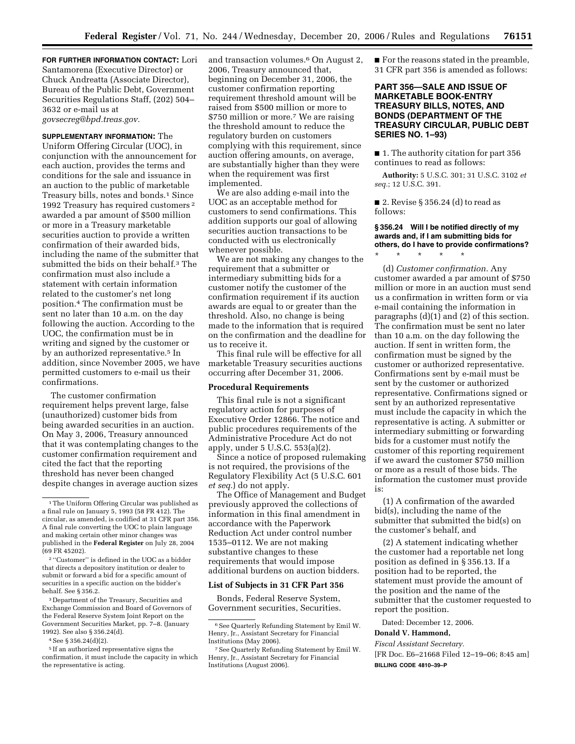**FOR FURTHER INFORMATION CONTACT:** Lori Santamorena (Executive Director) or Chuck Andreatta (Associate Director), Bureau of the Public Debt, Government Securities Regulations Staff, (202) 504–3632 or e-mail us at *govsecreg@bpd.treas.gov.*

**SUPPLEMENTARY INFORMATION:** The Uniform Offering Circular (UOC), in conjunction with the announcement for each auction, provides the terms and conditions for the sale and issuance in an auction to the public of marketable Treasury bills, notes and bonds.[1] Since 1992 Treasury has required customers [2] awarded a par amount of $500 million or more in a Treasury marketable securities auction to provide a written confirmation of their awarded bids, including the name of the submitter that submitted the bids on their behalf.[3] The confirmation must also include a statement with certain information related to the customer's net long position.[4] The confirmation must be sent no later than 10 a.m. on the day following the auction. According to the UOC, the confirmation must be in writing and signed by the customer or by an authorized representative.[5] In addition, since November 2005, we have permitted customers to e-mail us their confirmations.

The customer confirmation requirement helps prevent large, false (unauthorized) customer bids from being awarded securities in an auction. On May 3, 2006, Treasury announced that it was contemplating changes to the customer confirmation requirement and cited the fact that the reporting threshold has never been changed despite changes in average auction sizes and transaction volumes.[6] On August 2, 2006, Treasury announced that, beginning on December 31, 2006, the customer confirmation reporting requirement threshold amount will be raised from $500 million or more to $750 million or more.[7] We are raising the threshold amount to reduce the regulatory burden on customers complying with this requirement, since auction offering amounts, on average, are substantially higher than they were when the requirement was first implemented.

We are also adding e-mail into the UOC as an acceptable method for customers to send confirmations. This addition supports our goal of allowing securities auction transactions to be conducted with us electronically whenever possible.

We are not making any changes to the requirement that a submitter or intermediary submitting bids for a customer notify the customer of the confirmation requirement if its auction awards are equal to or greater than the threshold. Also, no change is being made to the information that is required on the confirmation and the deadline for us to receive it.

This final rule will be effective for all marketable Treasury securities auctions occurring after December 31, 2006.

**Procedural Requirements**

This final rule is not a significant regulatory action for purposes of Executive Order 12866. The notice and public procedures requirements of the Administrative Procedure Act do not apply, under 5 U.S.C. 553(a)(2).

Since a notice of proposed rulemaking is not required, the provisions of the Regulatory Flexibility Act (5 U.S.C. 601 *et seq.*) do not apply.

The Office of Management and Budget previously approved the collections of information in this final amendment in accordance with the Paperwork Reduction Act under control number 1535–0112. We are not making substantive changes to these requirements that would impose additional burdens on auction bidders.

**List of Subjects in 31 CFR Part 356**

Bonds, Federal Reserve System, Government securities, Securities.

■ For the reasons stated in the preamble, 31 CFR part 356 is amended as follows:

**PART 356—SALE AND ISSUE OF MARKETABLE BOOK-ENTRY TREASURY BILLS, NOTES, AND BONDS (DEPARTMENT OF THE TREASURY CIRCULAR, PUBLIC DEBT SERIES NO. 1–93)**

■ 1. The authority citation for part 356 continues to read as follows:

**Authority:** 5 U.S.C. 301; 31 U.S.C. 3102 *et seq.*; 12 U.S.C. 391.

■ 2. Revise § 356.24 (d) to read as follows:

**§ 356.24 Will I be notified directly of my awards and, if I am submitting bids for others, do I have to provide confirmations?**

\* \* \* \* \*

(d) *Customer confirmation.* Any customer awarded a par amount of $750 million or more in an auction must send us a confirmation in written form or via e-mail containing the information in paragraphs (d)(1) and (2) of this section. The confirmation must be sent no later than 10 a.m. on the day following the auction. If sent in written form, the confirmation must be signed by the customer or authorized representative. Confirmations sent by e-mail must be sent by the customer or authorized representative. Confirmations signed or sent by an authorized representative must include the capacity in which the representative is acting. A submitter or intermediary submitting or forwarding bids for a customer must notify the customer of this reporting requirement if we award the customer $750 million or more as a result of those bids. The information the customer must provide is:

(1) A confirmation of the awarded bid(s), including the name of the submitter that submitted the bid(s) on the customer's behalf, and

(2) A statement indicating whether the customer had a reportable net long position as defined in § 356.13. If a position had to be reported, the statement must provide the amount of the position and the name of the submitter that the customer requested to report the position.

Dated: December 12, 2006.

**Donald V. Hammond,**

*Fiscal Assistant Secretary.*

[FR Doc. E6–21668 Filed 12–19–06; 8:45 am]

**BILLING CODE 4810–39–P**

---

[1] The Uniform Offering Circular was published as a final rule on January 5, 1993 (58 FR 412). The circular, as amended, is codified at 31 CFR part 356. A final rule converting the UOC to plain language and making certain other minor changes was published in the **Federal Register** on July 28, 2004 (69 FR 45202).

[2] "Customer" is defined in the UOC as a bidder that directs a depository institution or dealer to submit or forward a bid for a specific amount of securities in a specific auction on the bidder's behalf. See § 356.2.

[3] Department of the Treasury, Securities and Exchange Commission and Board of Governors of the Federal Reserve System Joint Report on the Government Securities Market, pp. 7–8. (January 1992). See also § 356.24(d).

[4] See § 356.24(d)(2).

[5] If an authorized representative signs the confirmation, it must include the capacity in which the representative is acting.

[6] See Quarterly Refunding Statement by Emil W. Henry, Jr., Assistant Secretary for Financial Institutions (May 2006).

[7] See Quarterly Refunding Statement by Emil W. Henry, Jr., Assistant Secretary for Financial Institutions (August 2006).